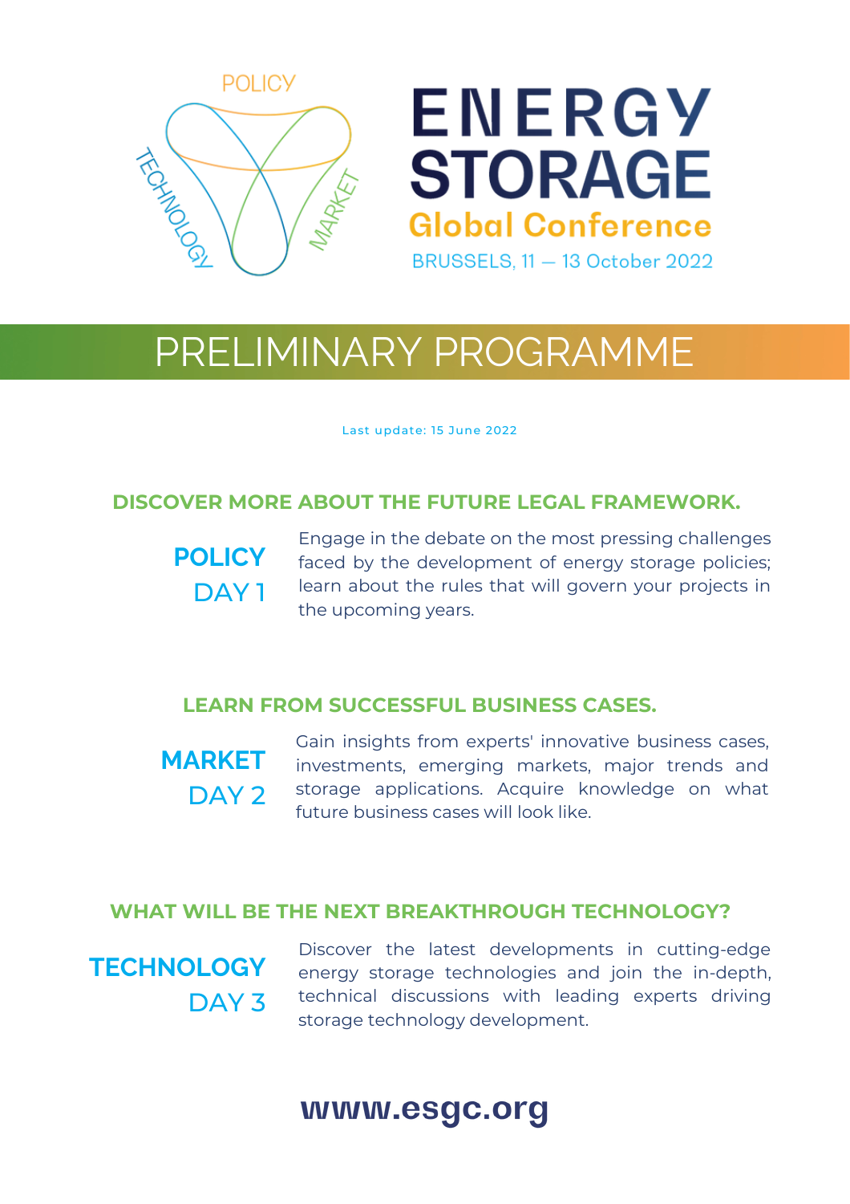POLICY

TECHNOLOGY

MARKET

# ENERGY STORAGE

## Global Conference

BRUSSELS, 11 — 13 October 2022

# PRELIMINARY PROGRAMME

Last update: 15 June 2022

### DISCOVER MORE ABOUT THE FUTURE LEGAL FRAMEWORK.

**POLICY**
DAY 1

Engage in the debate on the most pressing challenges faced by the development of energy storage policies; learn about the rules that will govern your projects in the upcoming years.

### LEARN FROM SUCCESSFUL BUSINESS CASES.

**MARKET**
DAY 2

Gain insights from experts' innovative business cases, investments, emerging markets, major trends and storage applications. Acquire knowledge on what future business cases will look like.

### WHAT WILL BE THE NEXT BREAKTHROUGH TECHNOLOGY?

**TECHNOLOGY**
DAY 3

Discover the latest developments in cutting-edge energy storage technologies and join the in-depth, technical discussions with leading experts driving storage technology development.

**www.esgc.org**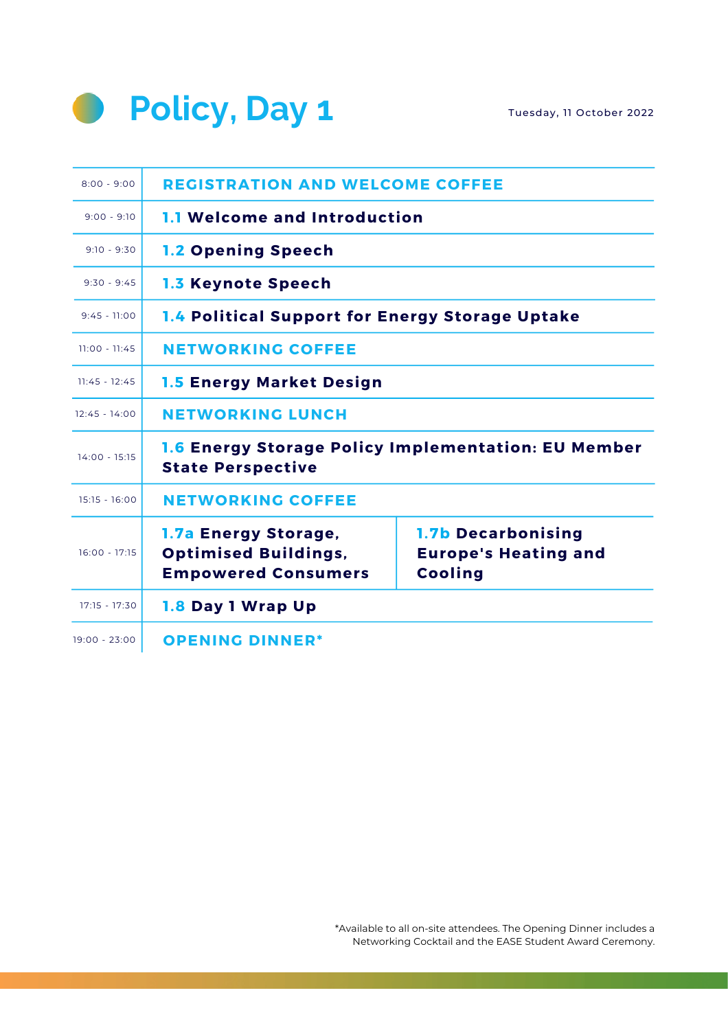# Policy, Day 1

Tuesday, 11 October 2022

| Time | Session | |
|---|---|---|
| 8:00 - 9:00 | **REGISTRATION AND WELCOME COFFEE** | |
| 9:00 - 9:10 | **1.1 Welcome and Introduction** | |
| 9:10 - 9:30 | **1.2 Opening Speech** | |
| 9:30 - 9:45 | **1.3 Keynote Speech** | |
| 9:45 - 11:00 | **1.4 Political Support for Energy Storage Uptake** | |
| 11:00 - 11:45 | **NETWORKING COFFEE** | |
| 11:45 - 12:45 | **1.5 Energy Market Design** | |
| 12:45 - 14:00 | **NETWORKING LUNCH** | |
| 14:00 - 15:15 | **1.6 Energy Storage Policy Implementation: EU Member State Perspective** | |
| 15:15 - 16:00 | **NETWORKING COFFEE** | |
| 16:00 - 17:15 | **1.7a Energy Storage, Optimised Buildings, Empowered Consumers** | **1.7b Decarbonising Europe's Heating and Cooling** |
| 17:15 - 17:30 | **1.8 Day 1 Wrap Up** | |
| 19:00 - 23:00 | **OPENING DINNER*** | |

*Available to all on-site attendees. The Opening Dinner includes a Networking Cocktail and the EASE Student Award Ceremony.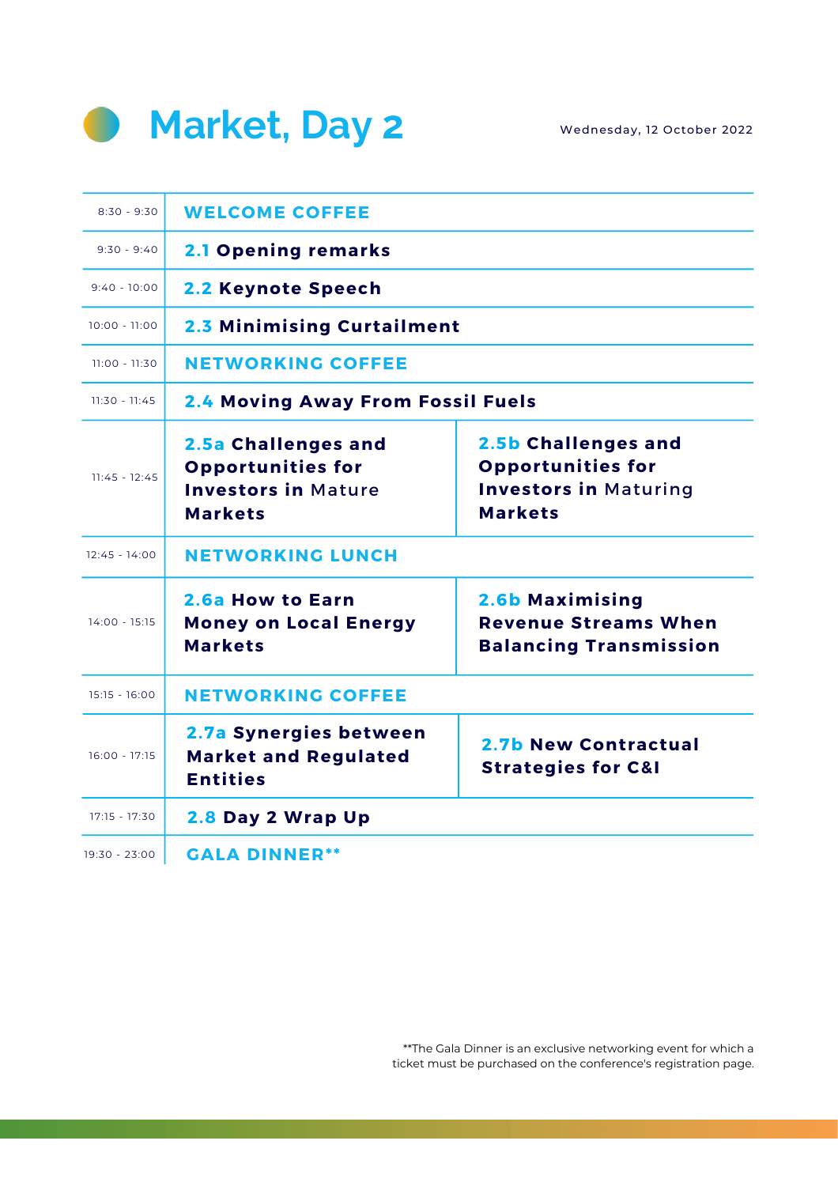# Market, Day 2

Wednesday, 12 October 2022

| Time | Session | |
|---|---|---|
| 8:30 - 9:30 | **WELCOME COFFEE** | |
| 9:30 - 9:40 | **2.1 Opening remarks** | |
| 9:40 - 10:00 | **2.2 Keynote Speech** | |
| 10:00 - 11:00 | **2.3 Minimising Curtailment** | |
| 11:00 - 11:30 | **NETWORKING COFFEE** | |
| 11:30 - 11:45 | **2.4 Moving Away From Fossil Fuels** | |
| 11:45 - 12:45 | **2.5a Challenges and Opportunities for Investors in** Mature **Markets** | **2.5b Challenges and Opportunities for Investors in** Maturing **Markets** |
| 12:45 - 14:00 | **NETWORKING LUNCH** | |
| 14:00 - 15:15 | **2.6a How to Earn Money on Local Energy Markets** | **2.6b Maximising Revenue Streams When Balancing Transmission** |
| 15:15 - 16:00 | **NETWORKING COFFEE** | |
| 16:00 - 17:15 | **2.7a Synergies between Market and Regulated Entities** | **2.7b New Contractual Strategies for C&I** |
| 17:15 - 17:30 | **2.8 Day 2 Wrap Up** | |
| 19:30 - 23:00 | **GALA DINNER**** | |

**The Gala Dinner is an exclusive networking event for which a ticket must be purchased on the conference's registration page.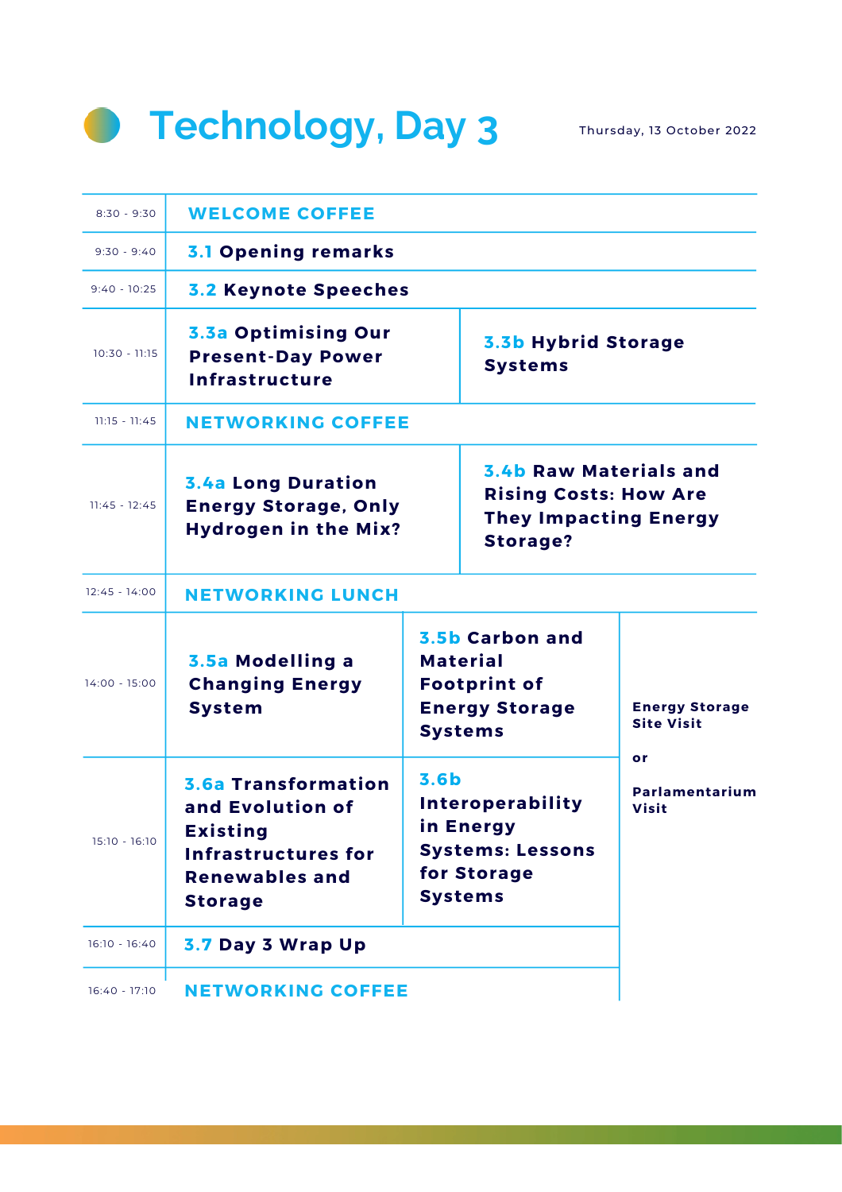# Technology, Day 3

Thursday, 13 October 2022

| | | | |
|---|---|---|---|
| 8:30 - 9:30 | **WELCOME COFFEE** | | |
| 9:30 - 9:40 | **3.1 Opening remarks** | | |
| 9:40 - 10:25 | **3.2 Keynote Speeches** | | |
| 10:30 - 11:15 | **3.3a Optimising Our Present-Day Power Infrastructure** | **3.3b Hybrid Storage Systems** | |
| 11:15 - 11:45 | **NETWORKING COFFEE** | | |
| 11:45 - 12:45 | **3.4a Long Duration Energy Storage, Only Hydrogen in the Mix?** | **3.4b Raw Materials and Rising Costs: How Are They Impacting Energy Storage?** | |
| 12:45 - 14:00 | **NETWORKING LUNCH** | | |
| 14:00 - 15:00 | **3.5a Modelling a Changing Energy System** | **3.5b Carbon and Material Footprint of Energy Storage Systems** | **Energy Storage Site Visit** or **Parlamentarium Visit** |
| 15:10 - 16:10 | **3.6a Transformation and Evolution of Existing Infrastructures for Renewables and Storage** | **3.6b Interoperability in Energy Systems: Lessons for Storage Systems** | |
| 16:10 - 16:40 | **3.7 Day 3 Wrap Up** | | |
| 16:40 - 17:10 | **NETWORKING COFFEE** | | |